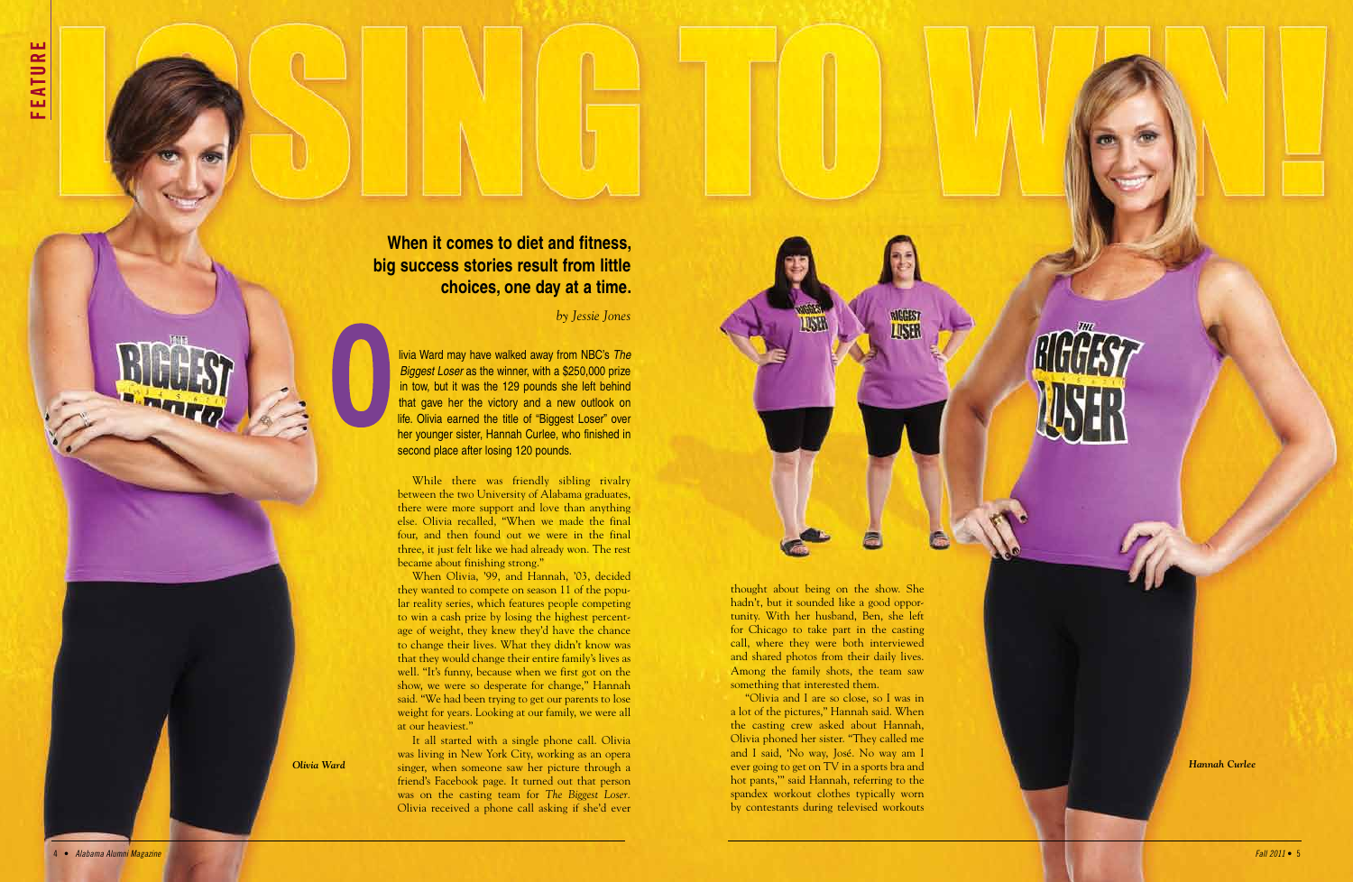# LOSING TO WIN!

**When it comes to diet and fitness, big success stories result from little choices, one day at a time.**

*by Jessie Jones*

Olivia Ward may have walked away from NBC's *The Biggest Loser* as the winner, with a $250,000 prize in tow, but it was the 129 pounds she left behind that gave her the victory and a new outlook on life. Olivia earned the title of "Biggest Loser" over her younger sister, Hannah Curlee, who finished in second place after losing 120 pounds.

While there was friendly sibling rivalry between the two University of Alabama graduates, there were more support and love than anything else. Olivia recalled, "When we made the final four, and then found out we were in the final three, it just felt like we had already won. The rest became about finishing strong."

When Olivia, '99, and Hannah, '03, decided they wanted to compete on season 11 of the popular reality series, which features people competing to win a cash prize by losing the highest percentage of weight, they knew they'd have the chance to change their lives. What they didn't know was that they would change their entire family's lives as well. "It's funny, because when we first got on the show, we were so desperate for change," Hannah said. "We had been trying to get our parents to lose weight for years. Looking at our family, we were all at our heaviest."

It all started with a single phone call. Olivia was living in New York City, working as an opera singer, when someone saw her picture through a friend's Facebook page. It turned out that person was on the casting team for *The Biggest Loser*. Olivia received a phone call asking if she'd ever thought about being on the show. She hadn't, but it sounded like a good opportunity. With her husband, Ben, she left for Chicago to take part in the casting call, where they were both interviewed and shared photos from their daily lives. Among the family shots, the team saw something that interested them.

"Olivia and I are so close, so I was in a lot of the pictures," Hannah said. When the casting crew asked about Hannah, Olivia phoned her sister. "They called me and I said, 'No way, José. No way am I ever going to get on TV in a sports bra and hot pants,'" said Hannah, referring to the spandex workout clothes typically worn by contestants during televised workouts

*Olivia Ward*

*Hannah Curlee*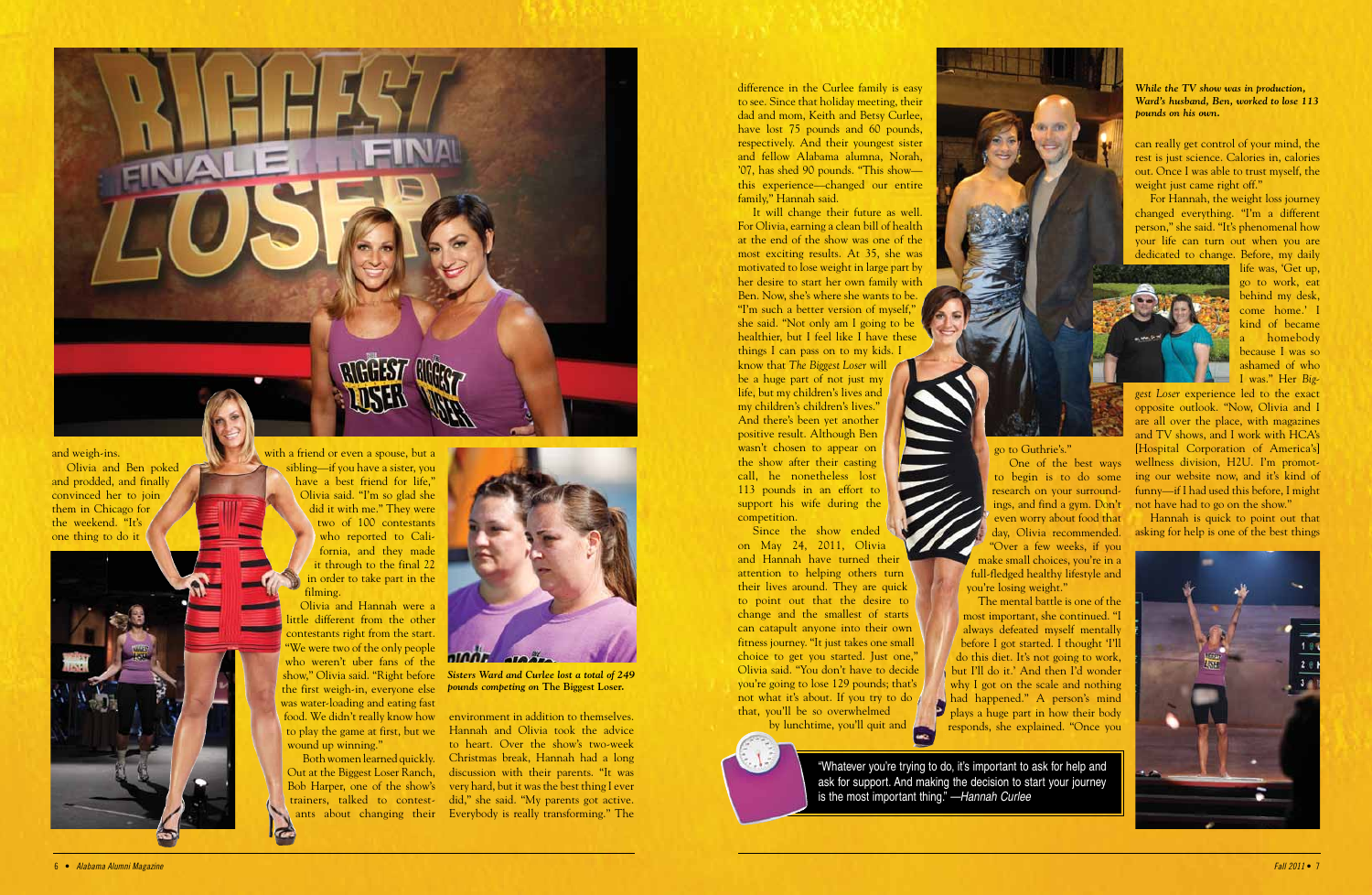and weigh-ins.

Olivia and Ben poked and prodded, and finally convinced her to join them in Chicago for the weekend. "It's one thing to do it with a friend or even a spouse, but a sibling—if you have a sister, you have a best friend for life," Olivia said. "I'm so glad she did it with me." They were two of 100 contestants who reported to California, and they made it through to the final 22 in order to take part in the filming.

Olivia and Hannah were a little different from the other contestants right from the start. "We were two of the only people who weren't uber fans of the show," Olivia said. "Right before the first weigh-in, everyone else was water-loading and eating fast food. We didn't really know how to play the game at first, but we wound up winning."

Both women learned quickly. Out at the Biggest Loser Ranch, Bob Harper, one of the show's trainers, talked to contestants about changing their environment in addition to themselves. Hannah and Olivia took the advice to heart. Over the show's two-week Christmas break, Hannah had a long discussion with their parents. "It was very hard, but it was the best thing I ever did," she said. "My parents got active. Everybody is really transforming." The difference in the Curlee family is easy to see. Since that holiday meeting, their dad and mom, Keith and Betsy Curlee, have lost 75 pounds and 60 pounds, respectively. And their youngest sister and fellow Alabama alumna, Norah, '07, has shed 90 pounds. "This show—this experience—changed our entire family," Hannah said.

*Sisters Ward and Curlee lost a total of 249 pounds competing on* **The Biggest Loser.**

It will change their future as well. For Olivia, earning a clean bill of health at the end of the show was one of the most exciting results. At 35, she was motivated to lose weight in large part by her desire to start her own family with Ben. Now, she's where she wants to be. "I'm such a better version of myself," she said. "Not only am I going to be healthier, but I feel like I have these things I can pass on to my kids. I know that *The Biggest Loser* will be a huge part of not just my life, but my children's lives and my children's children's lives." And there's been yet another positive result. Although Ben wasn't chosen to appear on the show after their casting call, he nonetheless lost 113 pounds in an effort to support his wife during the competition.

Since the show ended on May 24, 2011, Olivia and Hannah have turned their attention to helping others turn their lives around. They are quick to point out that the desire to change and the smallest of starts can catapult anyone into their own fitness journey. "It just takes one small choice to get you started. Just one," Olivia said. "You don't have to decide you're going to lose 129 pounds; that's not what it's about. If you try to do that, you'll be so overwhelmed by lunchtime, you'll quit and go to Guthrie's."

One of the best ways to begin is to do some research on your surroundings, and find a gym. Don't even worry about food that day, Olivia recommended. "Over a few weeks, if you make small choices, you're in a full-fledged healthy lifestyle and you're losing weight."

The mental battle is one of the most important, she continued. "I always defeated myself mentally before I got started. I thought 'I'll do this diet. It's not going to work, but I'll do it.' And then I'd wonder why I got on the scale and nothing had happened." A person's mind plays a huge part in how their body responds, she explained. "Once you can really get control of your mind, the rest is just science. Calories in, calories out. Once I was able to trust myself, the weight just came right off."

*While the TV show was in production, Ward's husband, Ben, worked to lose 113 pounds on his own.*

For Hannah, the weight loss journey changed everything. "I'm a different person," she said. "It's phenomenal how your life can turn out when you are dedicated to change. Before, my daily life was, 'Get up, go to work, eat behind my desk, come home.' I kind of became a homebody because I was so ashamed of who I was." Her *Biggest Loser* experience led to the exact opposite outlook. "Now, Olivia and I are all over the place, with magazines and TV shows, and I work with HCA's [Hospital Corporation of America's] wellness division, H2U. I'm promoting our website now, and it's kind of funny—if I had used this before, I might not have had to go on the show."

Hannah is quick to point out that asking for help is one of the best things

> "Whatever you're trying to do, it's important to ask for help and ask for support. And making the decision to start your journey is the most important thing." —*Hannah Curlee*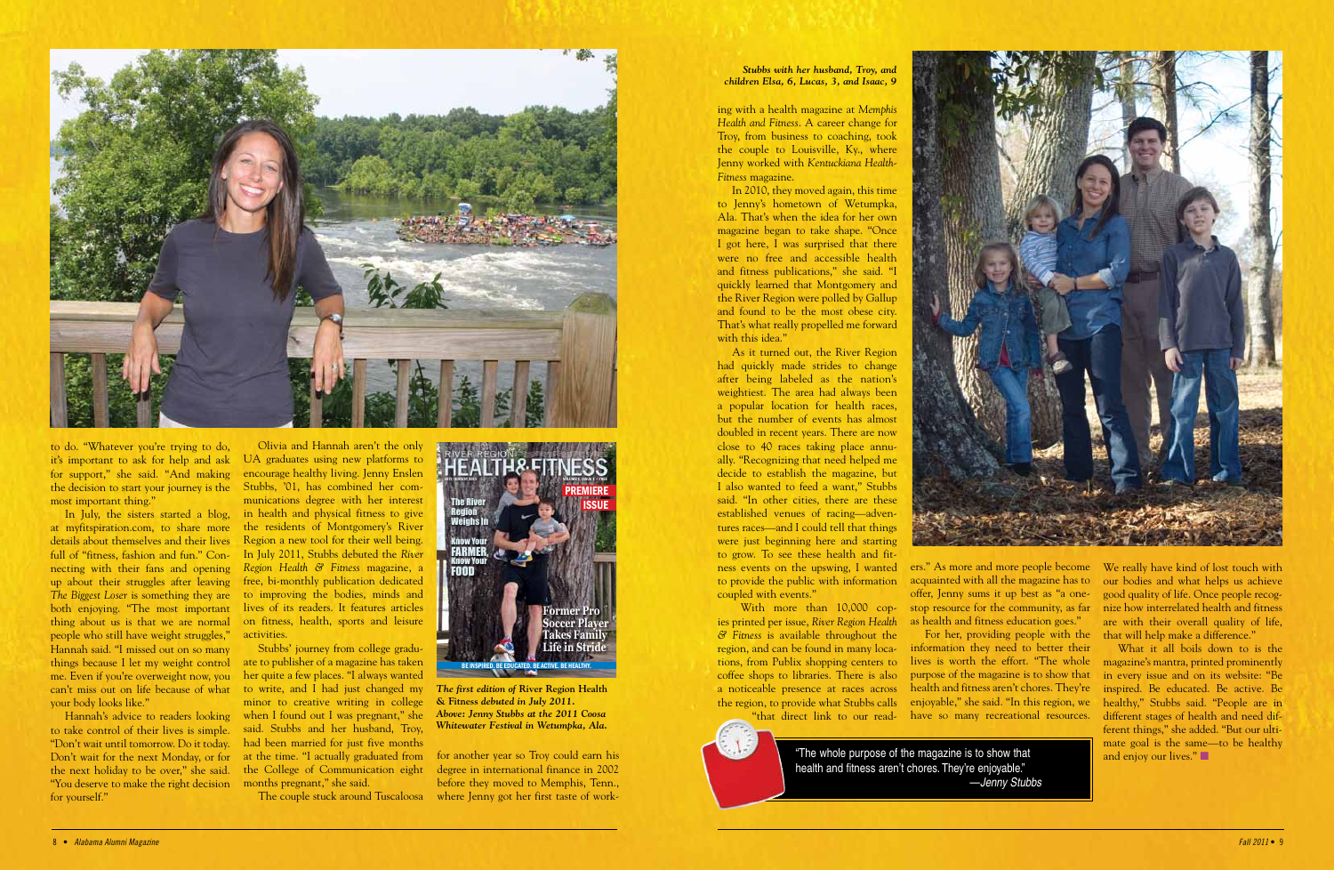to do. "Whatever you're trying to do, it's important to ask for help and ask for support," she said. "And making the decision to start your journey is the most important thing."

In July, the sisters started a blog, at myfitspiration.com, to share more details about themselves and their lives full of "fitness, fashion and fun." Connecting with their fans and opening up about their struggles after leaving *The Biggest Loser* is something they are both enjoying. "The most important thing about us is that we are normal people who still have weight struggles," Hannah said. "I missed out on so many things because I let my weight control me. Even if you're overweight now, you can't miss out on life because of what your body looks like."

Hannah's advice to readers looking to take control of their lives is simple. "Don't wait until tomorrow. Do it today. Don't wait for the next Monday, or for the next holiday to be over," she said. "You deserve to make the right decision for yourself."

Olivia and Hannah aren't the only UA graduates using new platforms to encourage healthy living. Jenny Enslen Stubbs, '01, has combined her communications degree with her interest in health and physical fitness to give the residents of Montgomery's River Region a new tool for their well being. In July 2011, Stubbs debuted the *River Region Health & Fitness* magazine, a free, bi-monthly publication dedicated to improving the bodies, minds and lives of its readers. It features articles on fitness, health, sports and leisure activities.

Stubbs' journey from college graduate to publisher of a magazine has taken her quite a few places. "I always wanted to write, and I had just changed my minor to creative writing in college when I found out I was pregnant," she said. Stubbs and her husband, Troy, had been married for just five months at the time. "I actually graduated from the College of Communication eight months pregnant," she said.

The couple stuck around Tuscaloosa for another year so Troy could earn his degree in international finance in 2002 before they moved to Memphis, Tenn., where Jenny got her first taste of working with a health magazine at *Memphis Health and Fitness*. A career change for Troy, from business to coaching, took the couple to Louisville, Ky., where Jenny worked with *Kentuckiana Health-Fitness* magazine.

*The first edition of* River Region Health & Fitness *debuted in July 2011. Above: Jenny Stubbs at the 2011 Coosa Whitewater Festival in Wetumpka, Ala.*

*Stubbs with her husband, Troy, and children Elsa, 6, Lucas, 3, and Isaac, 9*

In 2010, they moved again, this time to Jenny's hometown of Wetumpka, Ala. That's when the idea for her own magazine began to take shape. "Once I got here, I was surprised that there were no free and accessible health and fitness publications," she said. "I quickly learned that Montgomery and the River Region were polled by Gallup and found to be the most obese city. That's what really propelled me forward with this idea."

As it turned out, the River Region had quickly made strides to change after being labeled as the nation's weightiest. The area had always been a popular location for health races, but the number of events has almost doubled in recent years. There are now close to 40 races taking place annually. "Recognizing that need helped me decide to establish the magazine, but I also wanted to feed a want," Stubbs said. "In other cities, there are these established venues of racing—adventures races—and I could tell that things were just beginning here and starting to grow. To see these health and fitness events on the upswing, I wanted to provide the public with information coupled with events."

With more than 10,000 copies printed per issue, *River Region Health & Fitness* is available throughout the region, and can be found in many locations, from Publix shopping centers to coffee shops to libraries. There is also a noticeable presence at races across the region, to provide what Stubbs calls "that direct link to our readers." As more and more people become acquainted with all the magazine has to offer, Jenny sums it up best as "a one-stop resource for the community, as far as health and fitness education goes."

For her, providing people with the information they need to better their lives is worth the effort. "The whole purpose of the magazine is to show that health and fitness aren't chores. They're enjoyable," she said. "In this region, we have so many recreational resources. We really have kind of lost touch with our bodies and what helps us achieve good quality of life. Once people recognize how interrelated health and fitness are with their overall quality of life, that will help make a difference."

What it all boils down to is the magazine's mantra, printed prominently in every issue and on its website: "Be inspired. Be educated. Be active. Be healthy," Stubbs said. "People are in different stages of health and need different things," she added. "But our ultimate goal is the same—to be healthy and enjoy our lives." ■

> "The whole purpose of the magazine is to show that health and fitness aren't chores. They're enjoyable."
> —*Jenny Stubbs*